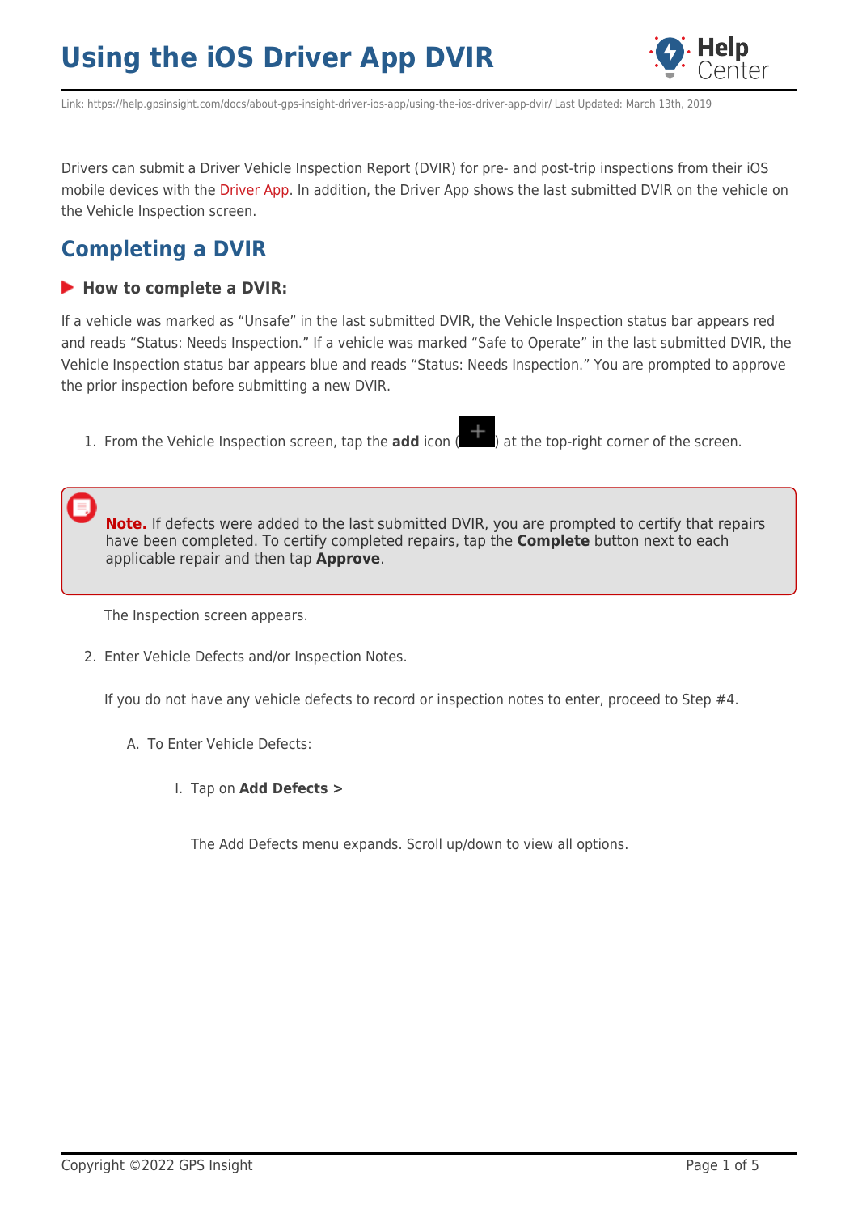# Using the iOS Driver App DVIR

Link: https://help.gpsinsight.com/docs/about-gps-insight-driver-ios-app/using-the-ios-driver-app-dvir/ Last Updated: March 13th, 2019

Drivers can submit a Driver Vehicle Inspection Report (DVIR) for pre- and post-trip inspections from their iOS mobile devices with the Driver App. In addition, the Driver App shows the last submitted DVIR on the vehicle on the Vehicle Inspection screen.

## Completing a DVIR

### How to complete a DVIR:

If a vehicle was marked as “Unsafe” in the last submitted DVIR, the Vehicle Inspection status bar appears red and reads “Status: Needs Inspection.” If a vehicle was marked “Safe to Operate” in the last submitted DVIR, the Vehicle Inspection status bar appears blue and reads “Status: Needs Inspection.” You are prompted to approve the prior inspection before submitting a new DVIR.

1. From the Vehicle Inspection screen, tap the **add** icon (+) at the top-right corner of the screen.

   > **Note.** If defects were added to the last submitted DVIR, you are prompted to certify that repairs have been completed. To certify completed repairs, tap the **Complete** button next to each applicable repair and then tap **Approve**.

   The Inspection screen appears.

2. Enter Vehicle Defects and/or Inspection Notes.

   If you do not have any vehicle defects to record or inspection notes to enter, proceed to Step #4.

   A. To Enter Vehicle Defects:

      I. Tap on **Add Defects >**

         The Add Defects menu expands. Scroll up/down to view all options.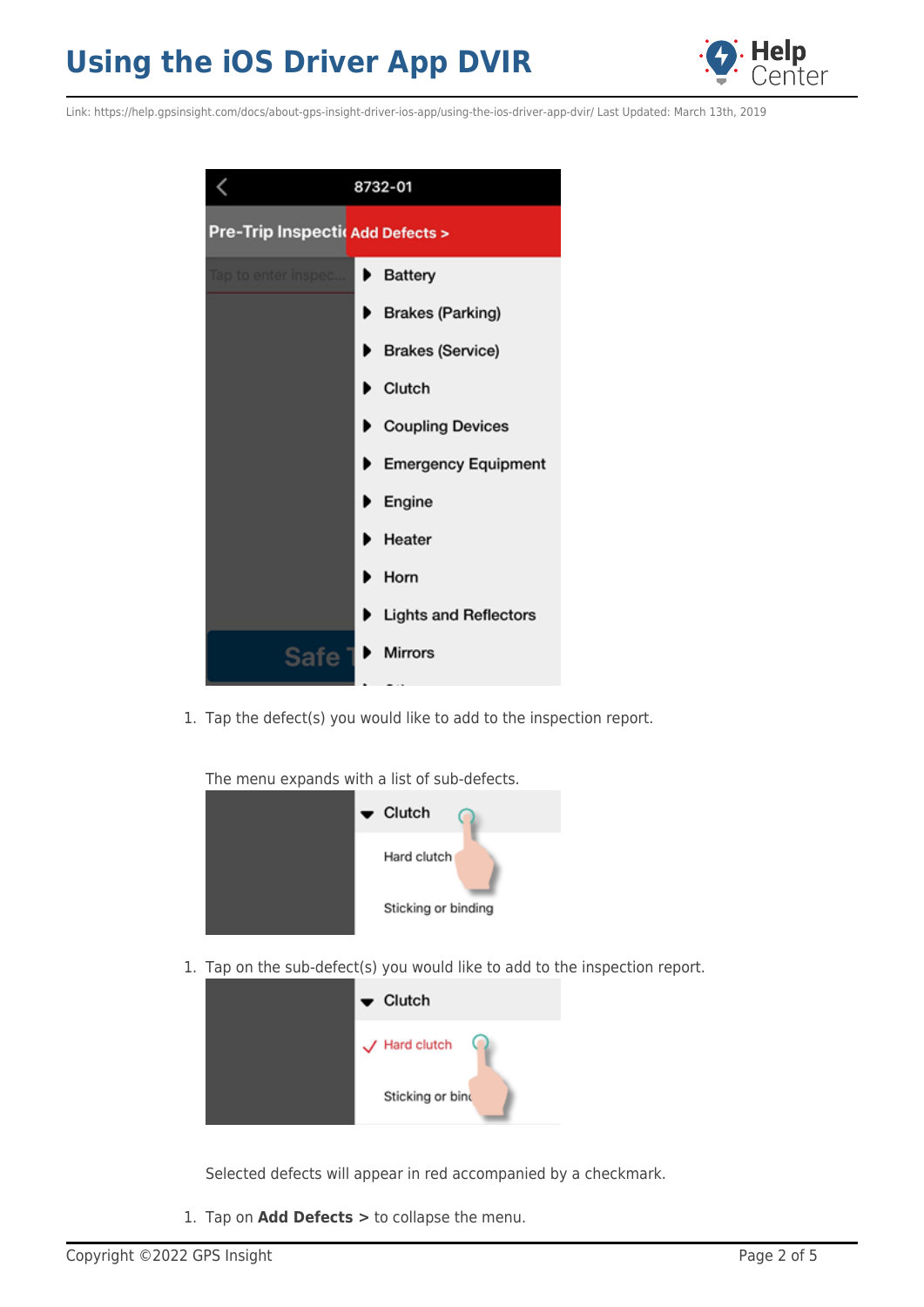1. Tap the defect(s) you would like to add to the inspection report.

The menu expands with a list of sub-defects.

1. Tap on the sub-defect(s) you would like to add to the inspection report.

Selected defects will appear in red accompanied by a checkmark.

1. Tap on **Add Defects >** to collapse the menu.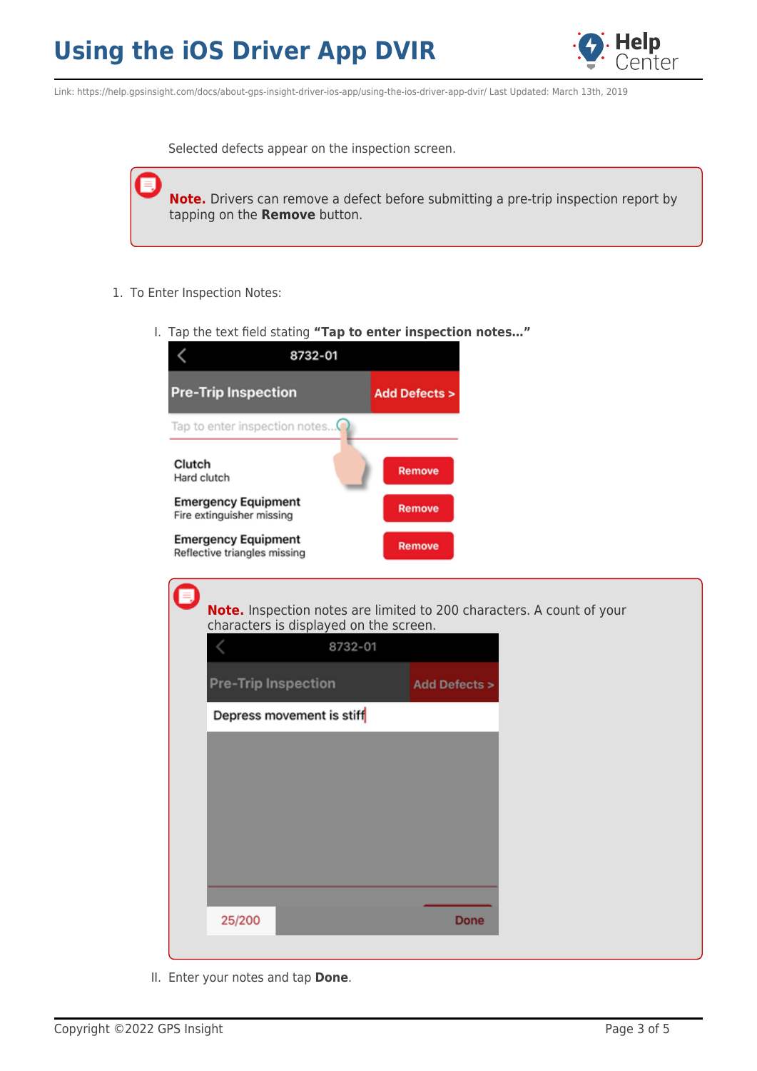Selected defects appear on the inspection screen.

> **Note.** Drivers can remove a defect before submitting a pre-trip inspection report by tapping on the **Remove** button.

1. To Enter Inspection Notes:

   I. Tap the text field stating **"Tap to enter inspection notes…"**

   > **Note.** Inspection notes are limited to 200 characters. A count of your characters is displayed on the screen.

   II. Enter your notes and tap **Done**.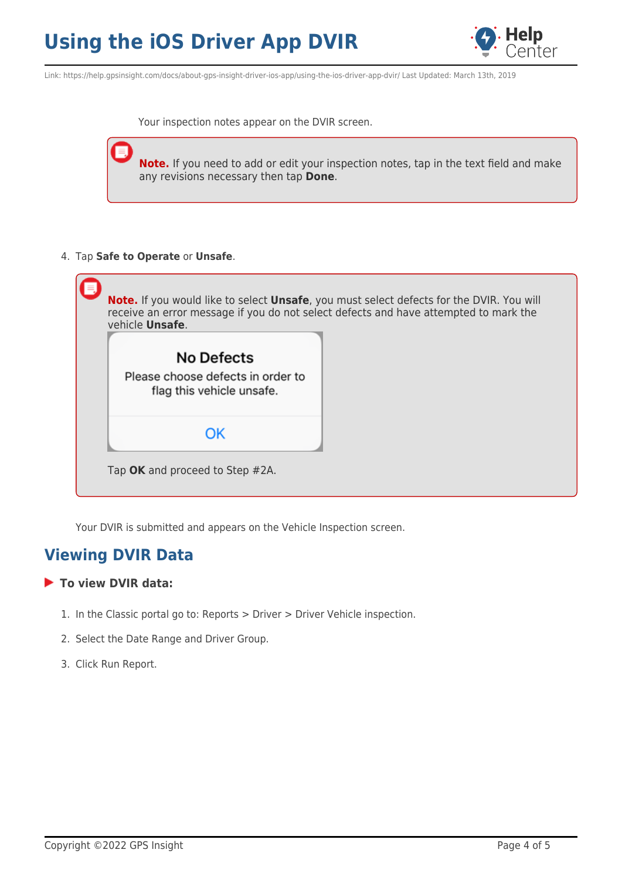Your inspection notes appear on the DVIR screen.

> **Note.** If you need to add or edit your inspection notes, tap in the text field and make any revisions necessary then tap **Done**.

4. Tap **Safe to Operate** or **Unsafe**.

> **Note.** If you would like to select **Unsafe**, you must select defects for the DVIR. You will receive an error message if you do not select defects and have attempted to mark the vehicle **Unsafe**.
>
> **No Defects**
> Please choose defects in order to flag this vehicle unsafe.
> OK
>
> Tap **OK** and proceed to Step #2A.

Your DVIR is submitted and appears on the Vehicle Inspection screen.

## Viewing DVIR Data

**To view DVIR data:**

1. In the Classic portal go to: Reports > Driver > Driver Vehicle inspection.
2. Select the Date Range and Driver Group.
3. Click Run Report.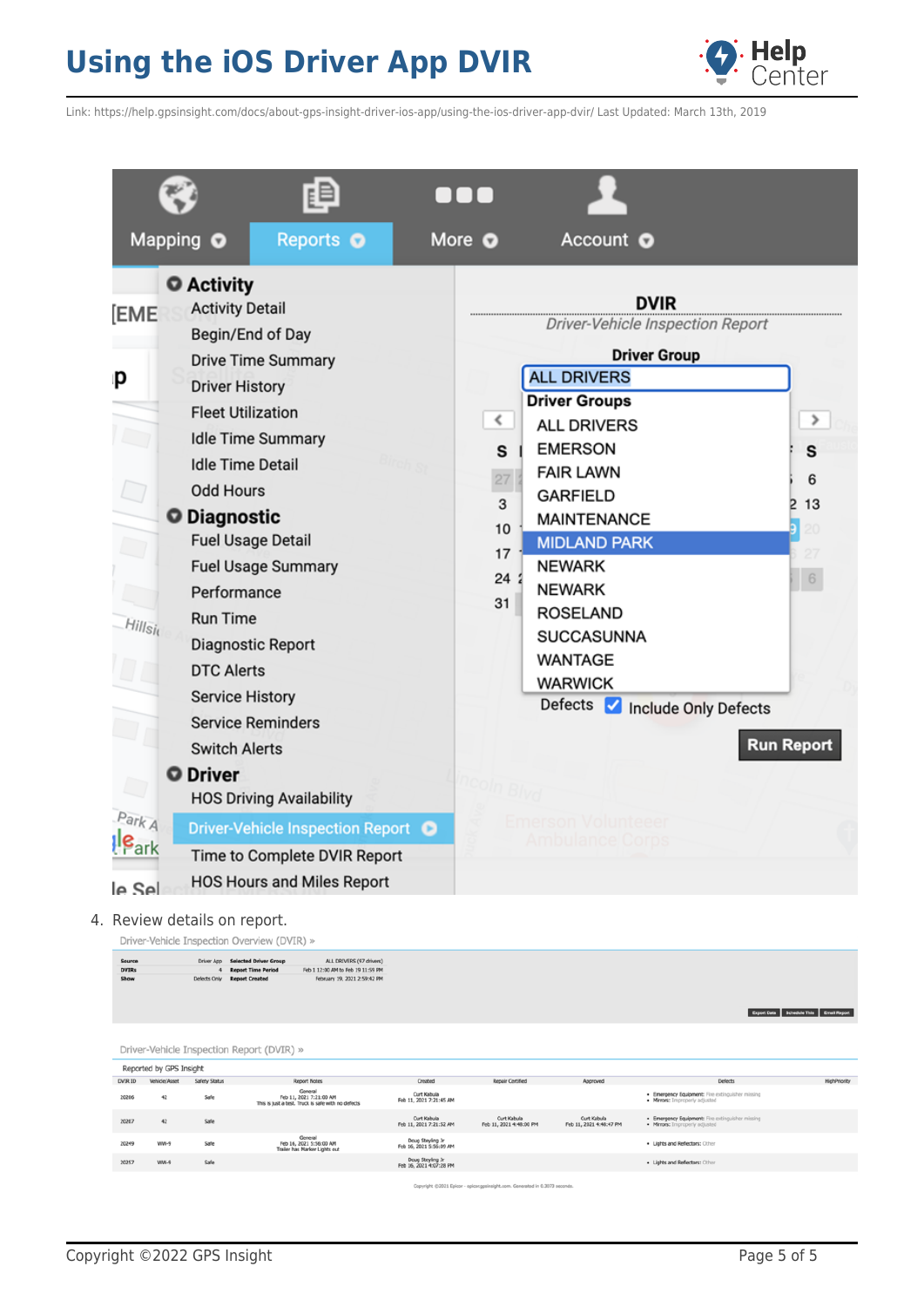4. Review details on report.